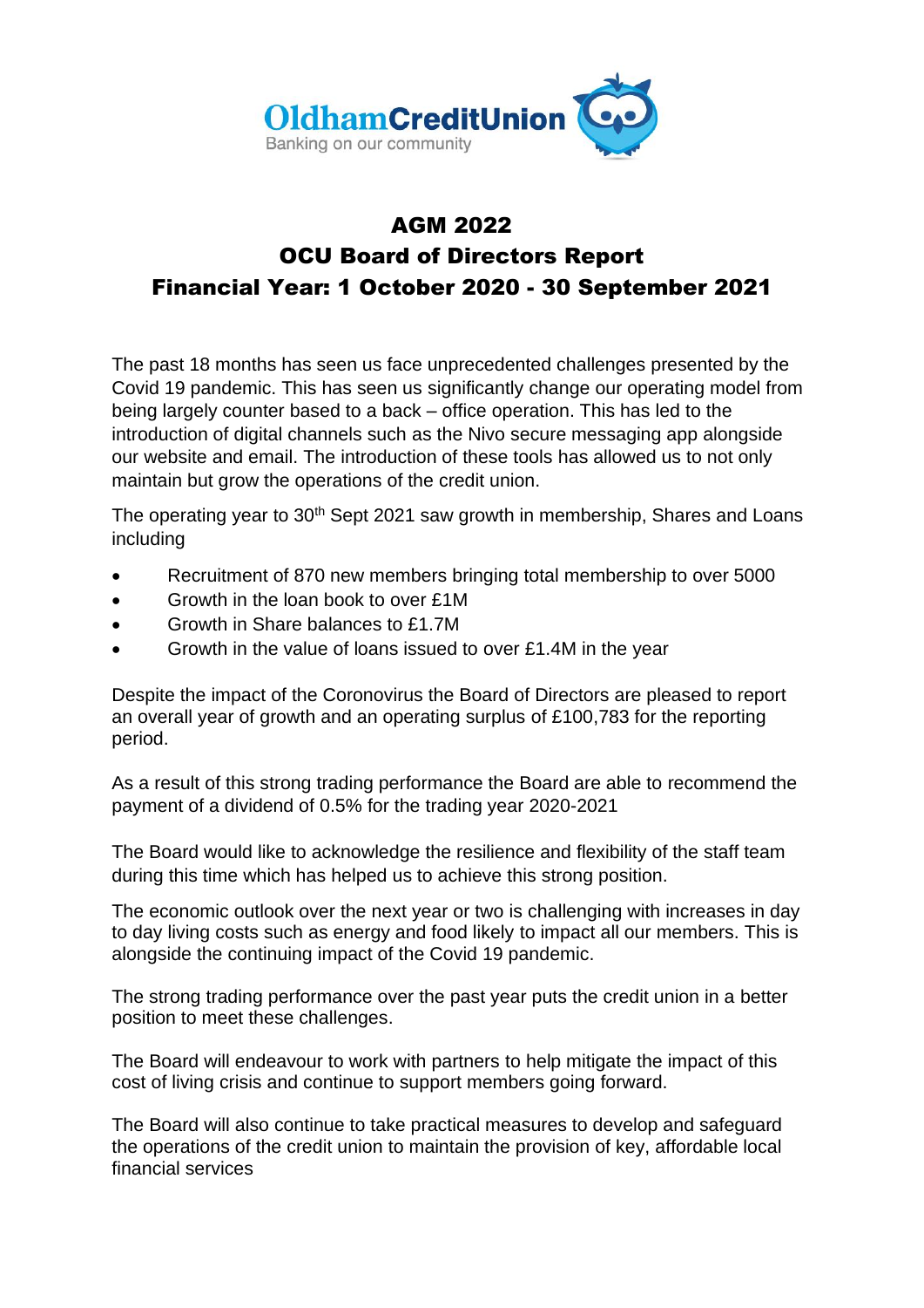OldhamCreditUnion
Banking on our community

# AGM 2022
# OCU Board of Directors Report
# Financial Year: 1 October 2020 - 30 September 2021

The past 18 months has seen us face unprecedented challenges presented by the Covid 19 pandemic. This has seen us significantly change our operating model from being largely counter based to a back – office operation. This has led to the introduction of digital channels such as the Nivo secure messaging app alongside our website and email. The introduction of these tools has allowed us to not only maintain but grow the operations of the credit union.

The operating year to 30th Sept 2021 saw growth in membership, Shares and Loans including

- Recruitment of 870 new members bringing total membership to over 5000
- Growth in the loan book to over £1M
- Growth in Share balances to £1.7M
- Growth in the value of loans issued to over £1.4M in the year

Despite the impact of the Coronovirus the Board of Directors are pleased to report an overall year of growth and an operating surplus of £100,783 for the reporting period.

As a result of this strong trading performance the Board are able to recommend the payment of a dividend of 0.5% for the trading year 2020-2021

The Board would like to acknowledge the resilience and flexibility of the staff team during this time which has helped us to achieve this strong position.

The economic outlook over the next year or two is challenging with increases in day to day living costs such as energy and food likely to impact all our members. This is alongside the continuing impact of the Covid 19 pandemic.

The strong trading performance over the past year puts the credit union in a better position to meet these challenges.

The Board will endeavour to work with partners to help mitigate the impact of this cost of living crisis and continue to support members going forward.

The Board will also continue to take practical measures to develop and safeguard the operations of the credit union to maintain the provision of key, affordable local financial services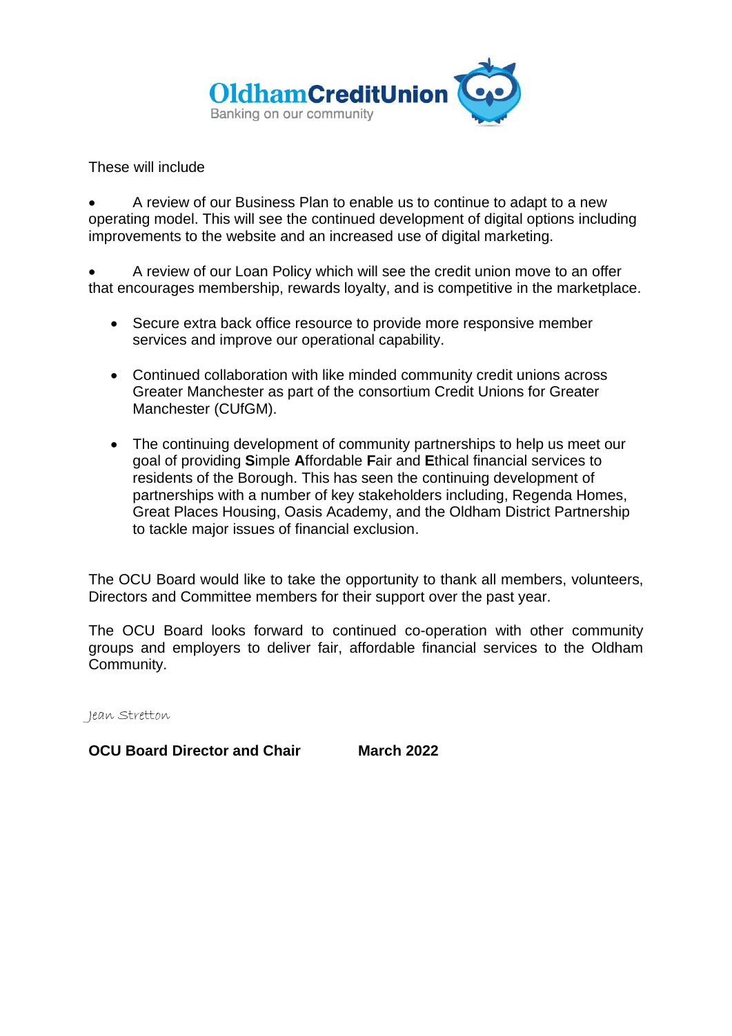These will include

- A review of our Business Plan to enable us to continue to adapt to a new operating model. This will see the continued development of digital options including improvements to the website and an increased use of digital marketing.

- A review of our Loan Policy which will see the credit union move to an offer that encourages membership, rewards loyalty, and is competitive in the marketplace.

- Secure extra back office resource to provide more responsive member services and improve our operational capability.

- Continued collaboration with like minded community credit unions across Greater Manchester as part of the consortium Credit Unions for Greater Manchester (CUfGM).

- The continuing development of community partnerships to help us meet our goal of providing **S**imple **A**ffordable **F**air and **E**thical financial services to residents of the Borough. This has seen the continuing development of partnerships with a number of key stakeholders including, Regenda Homes, Great Places Housing, Oasis Academy, and the Oldham District Partnership to tackle major issues of financial exclusion.

The OCU Board would like to take the opportunity to thank all members, volunteers, Directors and Committee members for their support over the past year.

The OCU Board looks forward to continued co-operation with other community groups and employers to deliver fair, affordable financial services to the Oldham Community.

*Jean Stretton*

**OCU Board Director and Chair** **March 2022**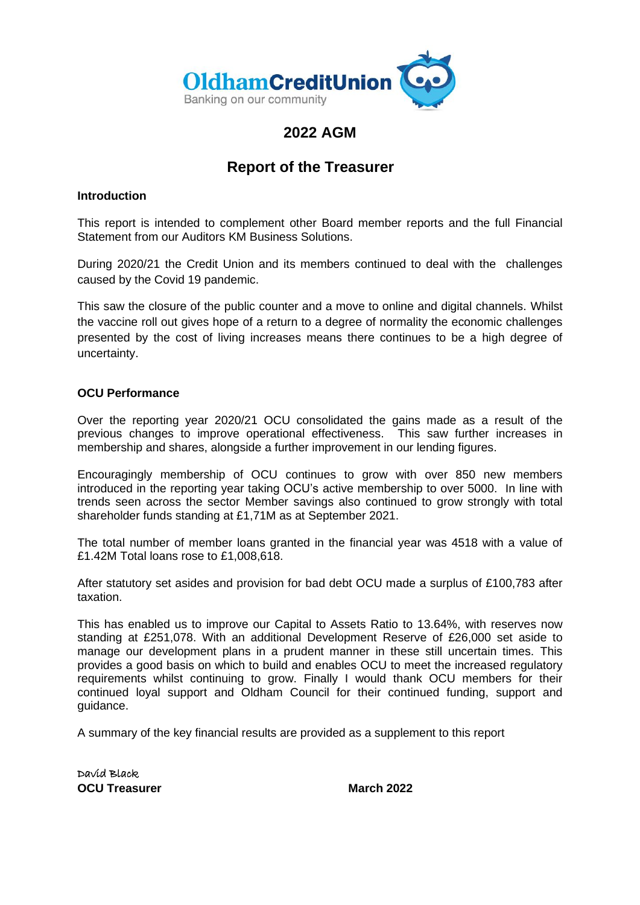OldhamCreditUnion
Banking on our community

# 2022 AGM

## Report of the Treasurer

**Introduction**

This report is intended to complement other Board member reports and the full Financial Statement from our Auditors KM Business Solutions.

During 2020/21 the Credit Union and its members continued to deal with the challenges caused by the Covid 19 pandemic.

This saw the closure of the public counter and a move to online and digital channels. Whilst the vaccine roll out gives hope of a return to a degree of normality the economic challenges presented by the cost of living increases means there continues to be a high degree of uncertainty.

**OCU Performance**

Over the reporting year 2020/21 OCU consolidated the gains made as a result of the previous changes to improve operational effectiveness. This saw further increases in membership and shares, alongside a further improvement in our lending figures.

Encouragingly membership of OCU continues to grow with over 850 new members introduced in the reporting year taking OCU's active membership to over 5000. In line with trends seen across the sector Member savings also continued to grow strongly with total shareholder funds standing at £1,71M as at September 2021.

The total number of member loans granted in the financial year was 4518 with a value of £1.42M Total loans rose to £1,008,618.

After statutory set asides and provision for bad debt OCU made a surplus of £100,783 after taxation.

This has enabled us to improve our Capital to Assets Ratio to 13.64%, with reserves now standing at £251,078. With an additional Development Reserve of £26,000 set aside to manage our development plans in a prudent manner in these still uncertain times. This provides a good basis on which to build and enables OCU to meet the increased regulatory requirements whilst continuing to grow. Finally I would thank OCU members for their continued loyal support and Oldham Council for their continued funding, support and guidance.

A summary of the key financial results are provided as a supplement to this report

David Black
**OCU Treasurer** **March 2022**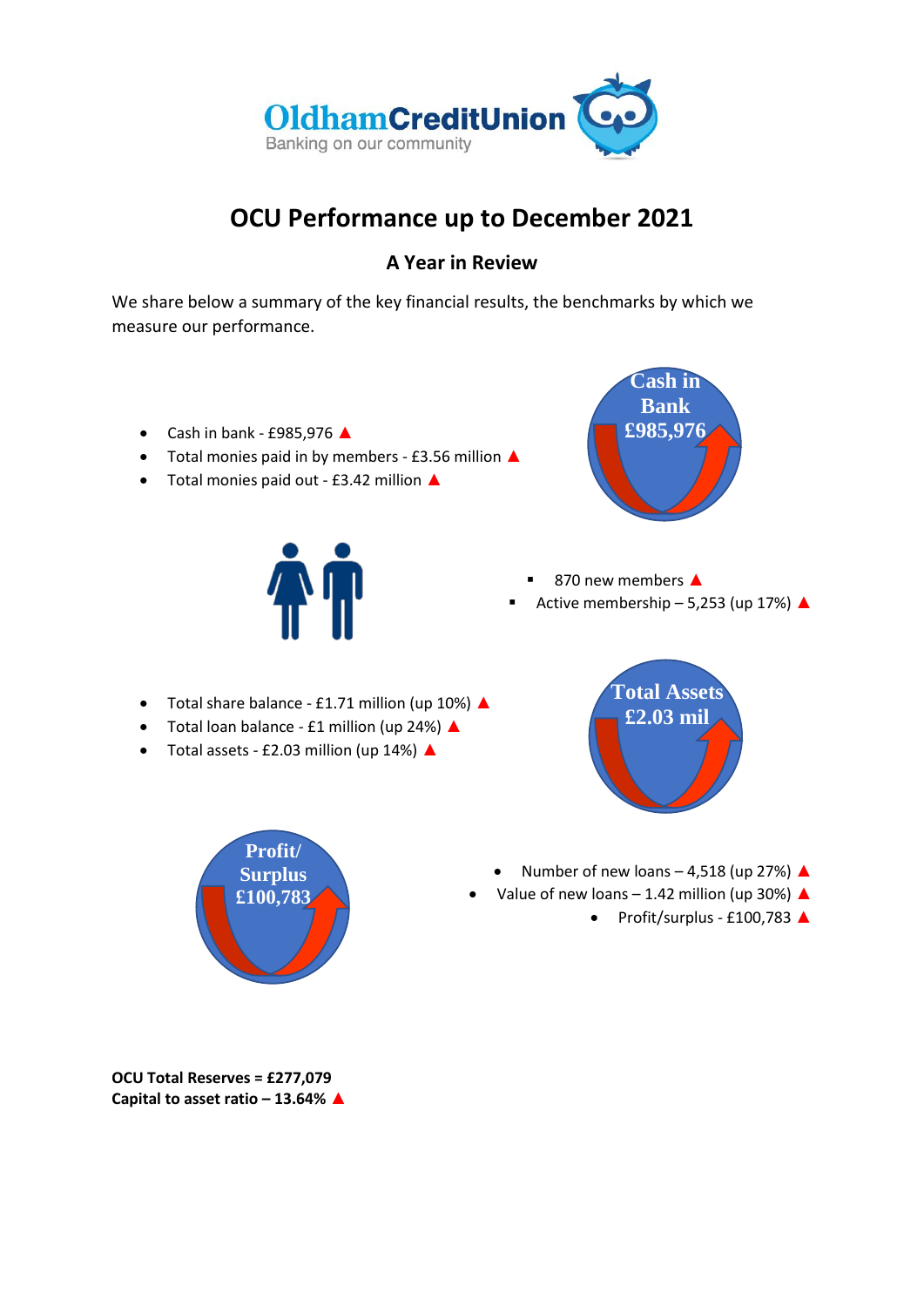# OCU Performance up to December 2021

## A Year in Review

We share below a summary of the key financial results, the benchmarks by which we measure our performance.

- Cash in bank - £985,976 ▲
- Total monies paid in by members - £3.56 million ▲
- Total monies paid out - £3.42 million ▲

Cash in Bank £985,976

- 870 new members ▲
- Active membership – 5,253 (up 17%) ▲

- Total share balance - £1.71 million (up 10%) ▲
- Total loan balance - £1 million (up 24%) ▲
- Total assets - £2.03 million (up 14%) ▲

Total Assets £2.03 mil

Profit/ Surplus £100,783

- Number of new loans – 4,518 (up 27%) ▲
- Value of new loans – 1.42 million (up 30%) ▲
- Profit/surplus - £100,783 ▲

**OCU Total Reserves = £277,079**
**Capital to asset ratio – 13.64% ▲**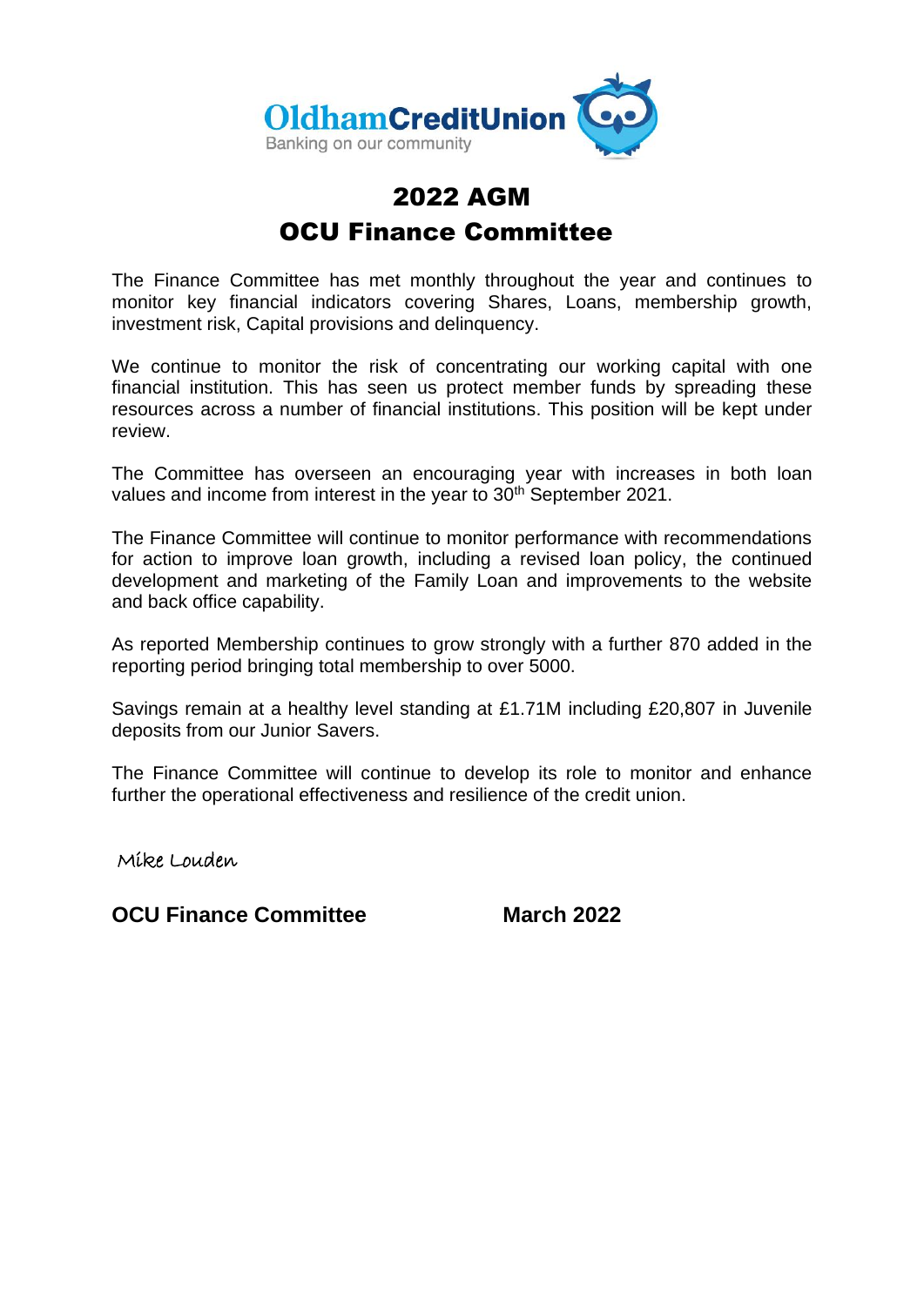OldhamCreditUnion
Banking on our community

# 2022 AGM

# OCU Finance Committee

The Finance Committee has met monthly throughout the year and continues to monitor key financial indicators covering Shares, Loans, membership growth, investment risk, Capital provisions and delinquency.

We continue to monitor the risk of concentrating our working capital with one financial institution. This has seen us protect member funds by spreading these resources across a number of financial institutions. This position will be kept under review.

The Committee has overseen an encouraging year with increases in both loan values and income from interest in the year to 30th September 2021.

The Finance Committee will continue to monitor performance with recommendations for action to improve loan growth, including a revised loan policy, the continued development and marketing of the Family Loan and improvements to the website and back office capability.

As reported Membership continues to grow strongly with a further 870 added in the reporting period bringing total membership to over 5000.

Savings remain at a healthy level standing at £1.71M including £20,807 in Juvenile deposits from our Junior Savers.

The Finance Committee will continue to develop its role to monitor and enhance further the operational effectiveness and resilience of the credit union.

Mike Louden

**OCU Finance Committee** **March 2022**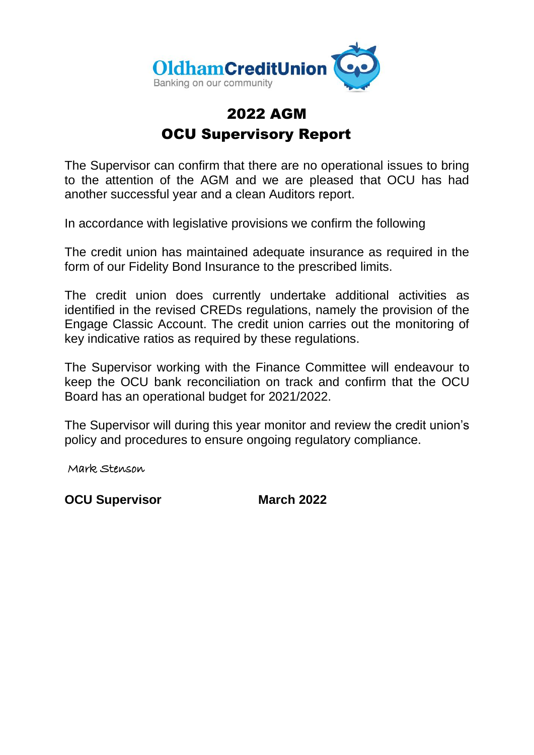OldhamCreditUnion
Banking on our community

# 2022 AGM

## OCU Supervisory Report

The Supervisor can confirm that there are no operational issues to bring to the attention of the AGM and we are pleased that OCU has had another successful year and a clean Auditors report.

In accordance with legislative provisions we confirm the following

The credit union has maintained adequate insurance as required in the form of our Fidelity Bond Insurance to the prescribed limits.

The credit union does currently undertake additional activities as identified in the revised CREDs regulations, namely the provision of the Engage Classic Account. The credit union carries out the monitoring of key indicative ratios as required by these regulations.

The Supervisor working with the Finance Committee will endeavour to keep the OCU bank reconciliation on track and confirm that the OCU Board has an operational budget for 2021/2022.

The Supervisor will during this year monitor and review the credit union's policy and procedures to ensure ongoing regulatory compliance.

Mark Stenson

**OCU Supervisor** **March 2022**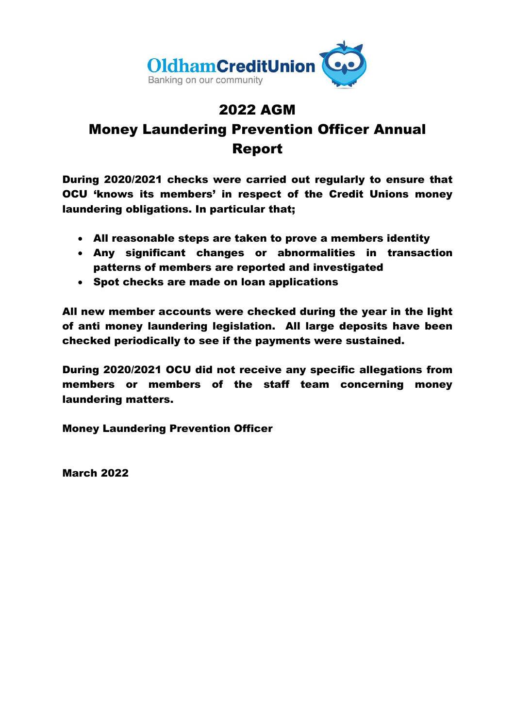# 2022 AGM

## Money Laundering Prevention Officer Annual Report

**During 2020/2021 checks were carried out regularly to ensure that OCU 'knows its members' in respect of the Credit Unions money laundering obligations. In particular that;**

- **All reasonable steps are taken to prove a members identity**
- **Any significant changes or abnormalities in transaction patterns of members are reported and investigated**
- **Spot checks are made on loan applications**

**All new member accounts were checked during the year in the light of anti money laundering legislation. All large deposits have been checked periodically to see if the payments were sustained.**

**During 2020/2021 OCU did not receive any specific allegations from members or members of the staff team concerning money laundering matters.**

**Money Laundering Prevention Officer**

**March 2022**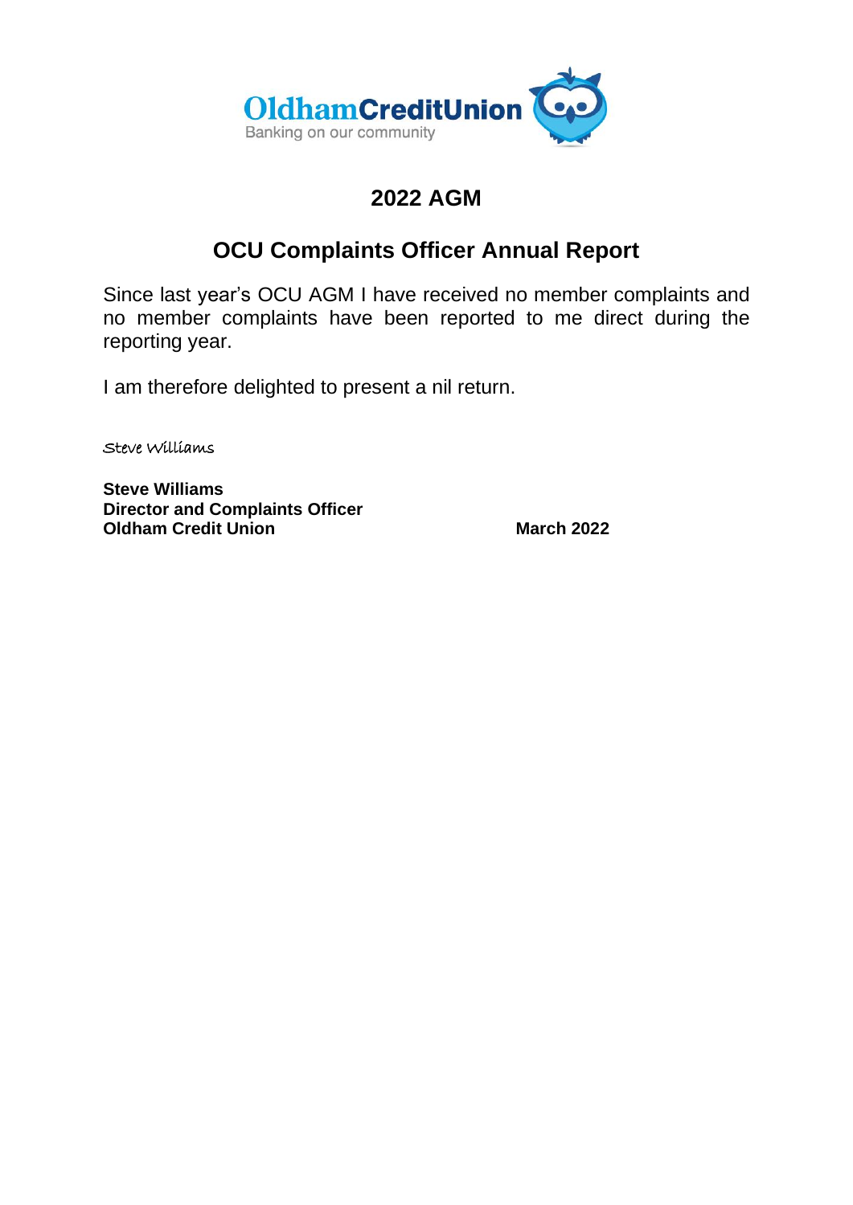OldhamCreditUnion
Banking on our community

# 2022 AGM

## OCU Complaints Officer Annual Report

Since last year's OCU AGM I have received no member complaints and no member complaints have been reported to me direct during the reporting year.

I am therefore delighted to present a nil return.

Steve Williams

**Steve Williams**
**Director and Complaints Officer**
**Oldham Credit Union** **March 2022**